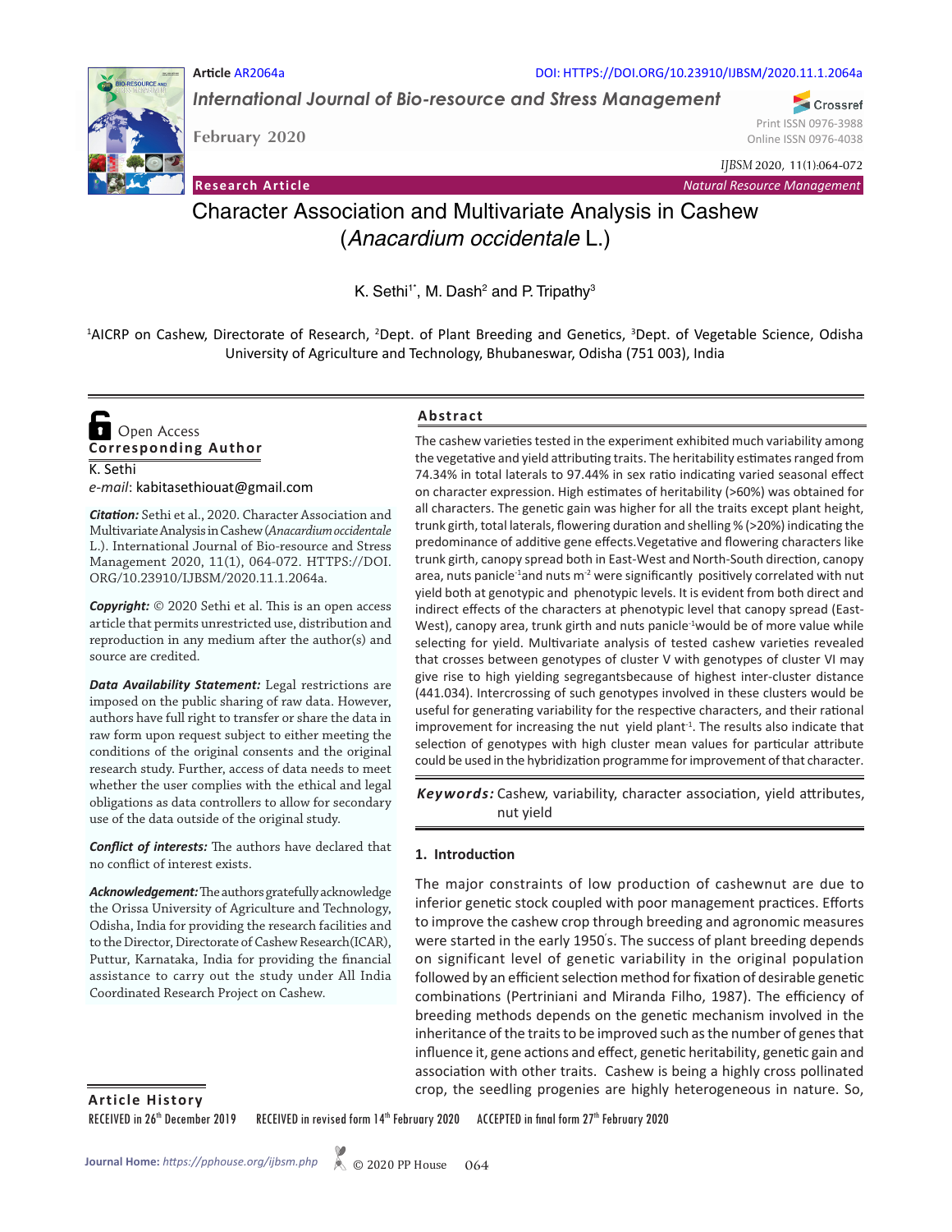Article AR2064a

DOI: HTTPS://DOI.ORG/10.23910/IJBSM/2020.11.1.2064a

*International Journal of Bio-resource and Stress Management*

February 2020

Print ISSN 0976-3988
Online ISSN 0976-4038

*IJBSM* 2020, 11(1):064-072

**Research Article** — *Natural Resource Management*

# Character Association and Multivariate Analysis in Cashew (*Anacardium occidentale* L.)

K. Sethi[1*], M. Dash[2] and P. Tripathy[3]

[1]AICRP on Cashew, Directorate of Research, [2]Dept. of Plant Breeding and Genetics, [3]Dept. of Vegetable Science, Odisha University of Agriculture and Technology, Bhubaneswar, Odisha (751 003), India

Open Access

**Corresponding Author**

K. Sethi
*e-mail*: kabitasethiouat@gmail.com

***Citation:*** Sethi et al., 2020. Character Association and Multivariate Analysis in Cashew (*Anacardium occidentale* L.). International Journal of Bio-resource and Stress Management 2020, 11(1), 064-072. HTTPS://DOI.ORG/10.23910/IJBSM/2020.11.1.2064a.

***Copyright:*** © 2020 Sethi et al. This is an open access article that permits unrestricted use, distribution and reproduction in any medium after the author(s) and source are credited.

***Data Availability Statement:*** Legal restrictions are imposed on the public sharing of raw data. However, authors have full right to transfer or share the data in raw form upon request subject to either meeting the conditions of the original consents and the original research study. Further, access of data needs to meet whether the user complies with the ethical and legal obligations as data controllers to allow for secondary use of the data outside of the original study.

***Conflict of interests:*** The authors have declared that no conflict of interest exists.

***Acknowledgement:*** The authors gratefully acknowledge the Orissa University of Agriculture and Technology, Odisha, India for providing the research facilities and to the Director, Directorate of Cashew Research(ICAR), Puttur, Karnataka, India for providing the financial assistance to carry out the study under All India Coordinated Research Project on Cashew.

## Abstract

The cashew varieties tested in the experiment exhibited much variability among the vegetative and yield attributing traits. The heritability estimates ranged from 74.34% in total laterals to 97.44% in sex ratio indicating varied seasonal effect on character expression. High estimates of heritability (>60%) was obtained for all characters. The genetic gain was higher for all the traits except plant height, trunk girth, total laterals, flowering duration and shelling % (>20%) indicating the predominance of additive gene effects.Vegetative and flowering characters like trunk girth, canopy spread both in East-West and North-South direction, canopy area, nuts panicle$^{-1}$and nuts m$^{-2}$ were significantly positively correlated with nut yield both at genotypic and phenotypic levels. It is evident from both direct and indirect effects of the characters at phenotypic level that canopy spread (East-West), canopy area, trunk girth and nuts panicle$^{-1}$would be of more value while selecting for yield. Multivariate analysis of tested cashew varieties revealed that crosses between genotypes of cluster V with genotypes of cluster VI may give rise to high yielding segregantsbecause of highest inter-cluster distance (441.034). Intercrossing of such genotypes involved in these clusters would be useful for generating variability for the respective characters, and their rational improvement for increasing the nut yield plant$^{-1}$. The results also indicate that selection of genotypes with high cluster mean values for particular attribute could be used in the hybridization programme for improvement of that character.

***Keywords:*** Cashew, variability, character association, yield attributes, nut yield

## 1. Introduction

The major constraints of low production of cashewnut are due to inferior genetic stock coupled with poor management practices. Efforts to improve the cashew crop through breeding and agronomic measures were started in the early 1950's. The success of plant breeding depends on significant level of genetic variability in the original population followed by an efficient selection method for fixation of desirable genetic combinations (Pertriniani and Miranda Filho, 1987). The efficiency of breeding methods depends on the genetic mechanism involved in the inheritance of the traits to be improved such as the number of genes that influence it, gene actions and effect, genetic heritability, genetic gain and association with other traits. Cashew is being a highly cross pollinated crop, the seedling progenies are highly heterogeneous in nature. So,

**Article History**

RECEIVED in 26th December 2019 RECEIVED in revised form 14th February 2020 ACCEPTED in final form 27th February 2020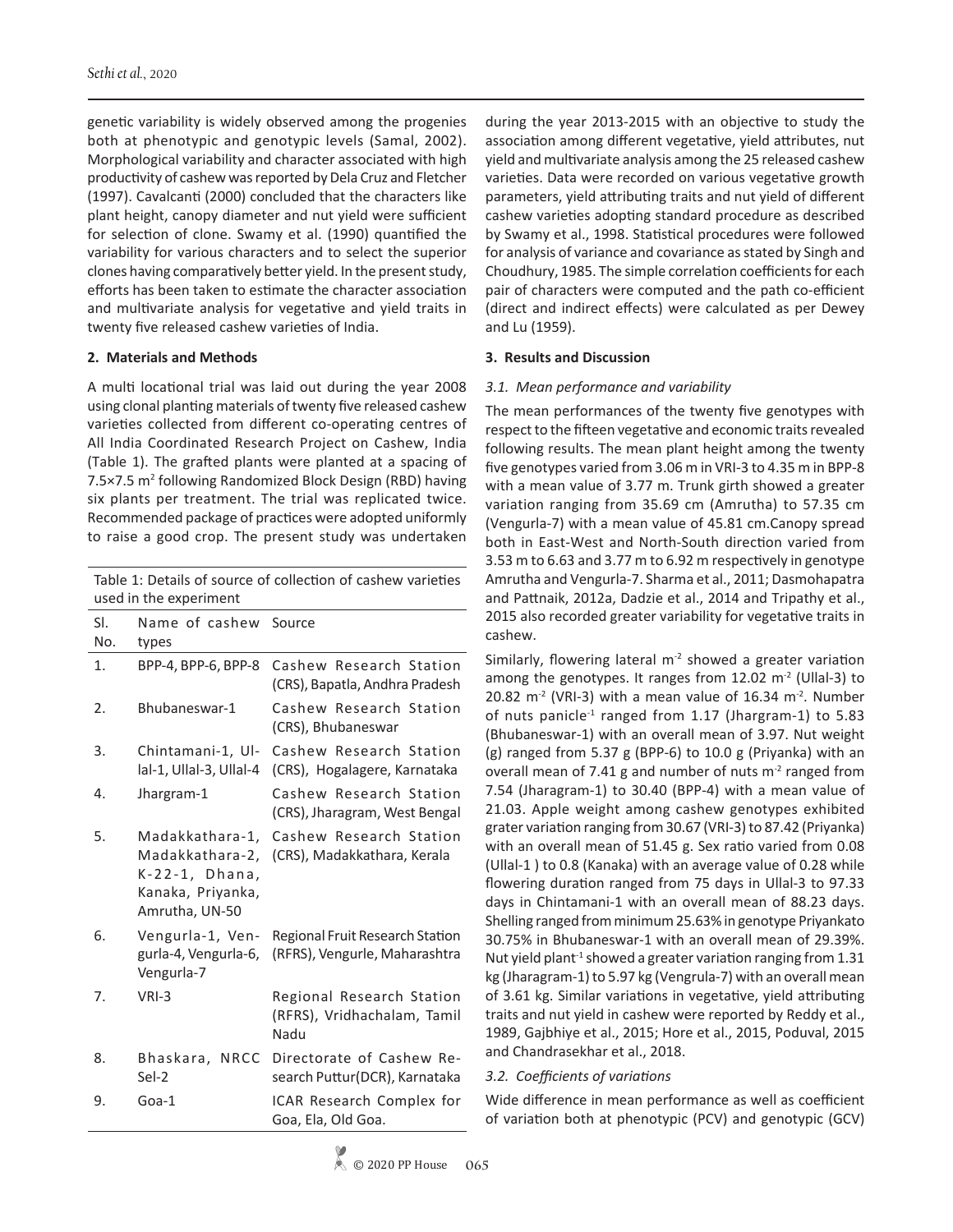genetic variability is widely observed among the progenies both at phenotypic and genotypic levels (Samal, 2002). Morphological variability and character associated with high productivity of cashew was reported by Dela Cruz and Fletcher (1997). Cavalcanti (2000) concluded that the characters like plant height, canopy diameter and nut yield were sufficient for selection of clone. Swamy et al. (1990) quantified the variability for various characters and to select the superior clones having comparatively better yield. In the present study, efforts has been taken to estimate the character association and multivariate analysis for vegetative and yield traits in twenty five released cashew varieties of India.

## 2. Materials and Methods

A multi locational trial was laid out during the year 2008 using clonal planting materials of twenty five released cashew varieties collected from different co-operating centres of All India Coordinated Research Project on Cashew, India (Table 1). The grafted plants were planted at a spacing of 7.5×7.5 $m^2$ following Randomized Block Design (RBD) having six plants per treatment. The trial was replicated twice. Recommended package of practices were adopted uniformly to raise a good crop. The present study was undertaken during the year 2013-2015 with an objective to study the association among different vegetative, yield attributes, nut yield and multivariate analysis among the 25 released cashew varieties. Data were recorded on various vegetative growth parameters, yield attributing traits and nut yield of different cashew varieties adopting standard procedure as described by Swamy et al., 1998. Statistical procedures were followed for analysis of variance and covariance as stated by Singh and Choudhury, 1985. The simple correlation coefficients for each pair of characters were computed and the path co-efficient (direct and indirect effects) were calculated as per Dewey and Lu (1959).

Table 1: Details of source of collection of cashew varieties used in the experiment

| Sl. No. | Name of cashew types | Source |
|---|---|---|
| 1. | BPP-4, BPP-6, BPP-8 | Cashew Research Station (CRS), Bapatla, Andhra Pradesh |
| 2. | Bhubaneswar-1 | Cashew Research Station (CRS), Bhubaneswar |
| 3. | Chintamani-1, Ullal-1, Ullal-3, Ullal-4 | Cashew Research Station (CRS), Hogalagere, Karnataka |
| 4. | Jhargram-1 | Cashew Research Station (CRS), Jharagram, West Bengal |
| 5. | Madakkathara-1, Madakkathara-2, K-22-1, Dhana, Kanaka, Priyanka, Amrutha, UN-50 | Cashew Research Station (CRS), Madakkathara, Kerala |
| 6. | Vengurla-1, Vengurla-4, Vengurla-6, Vengurla-7 | Regional Fruit Research Station (RFRS), Vengurle, Maharashtra |
| 7. | VRI-3 | Regional Research Station (RFRS), Vridhachalam, Tamil Nadu |
| 8. | Bhaskara, NRCC Sel-2 | Directorate of Cashew Research Puttur(DCR), Karnataka |
| 9. | Goa-1 | ICAR Research Complex for Goa, Ela, Old Goa. |

## 3. Results and Discussion

### *3.1. Mean performance and variability*

The mean performances of the twenty five genotypes with respect to the fifteen vegetative and economic traits revealed following results. The mean plant height among the twenty five genotypes varied from 3.06 m in VRI-3 to 4.35 m in BPP-8 with a mean value of 3.77 m. Trunk girth showed a greater variation ranging from 35.69 cm (Amrutha) to 57.35 cm (Vengurla-7) with a mean value of 45.81 cm.Canopy spread both in East-West and North-South direction varied from 3.53 m to 6.63 and 3.77 m to 6.92 m respectively in genotype Amrutha and Vengurla-7. Sharma et al., 2011; Dasmohapatra and Pattnaik, 2012a, Dadzie et al., 2014 and Tripathy et al., 2015 also recorded greater variability for vegetative traits in cashew.

Similarly, flowering lateral $m^{-2}$ showed a greater variation among the genotypes. It ranges from 12.02 $m^{-2}$ (Ullal-3) to 20.82 $m^{-2}$ (VRI-3) with a mean value of 16.34 $m^{-2}$. Number of nuts panicle$^{-1}$ ranged from 1.17 (Jhargram-1) to 5.83 (Bhubaneswar-1) with an overall mean of 3.97. Nut weight (g) ranged from 5.37 g (BPP-6) to 10.0 g (Priyanka) with an overall mean of 7.41 g and number of nuts $m^{-2}$ ranged from 7.54 (Jharagram-1) to 30.40 (BPP-4) with a mean value of 21.03. Apple weight among cashew genotypes exhibited grater variation ranging from 30.67 (VRI-3) to 87.42 (Priyanka) with an overall mean of 51.45 g. Sex ratio varied from 0.08 (Ullal-1 ) to 0.8 (Kanaka) with an average value of 0.28 while flowering duration ranged from 75 days in Ullal-3 to 97.33 days in Chintamani-1 with an overall mean of 88.23 days. Shelling ranged from minimum 25.63% in genotype Priyankato 30.75% in Bhubaneswar-1 with an overall mean of 29.39%. Nut yield plant$^{-1}$ showed a greater variation ranging from 1.31 kg (Jharagram-1) to 5.97 kg (Vengrula-7) with an overall mean of 3.61 kg. Similar variations in vegetative, yield attributing traits and nut yield in cashew were reported by Reddy et al., 1989, Gajbhiye et al., 2015; Hore et al., 2015, Poduval, 2015 and Chandrasekhar et al., 2018.

### *3.2. Coefficients of variations*

Wide difference in mean performance as well as coefficient of variation both at phenotypic (PCV) and genotypic (GCV)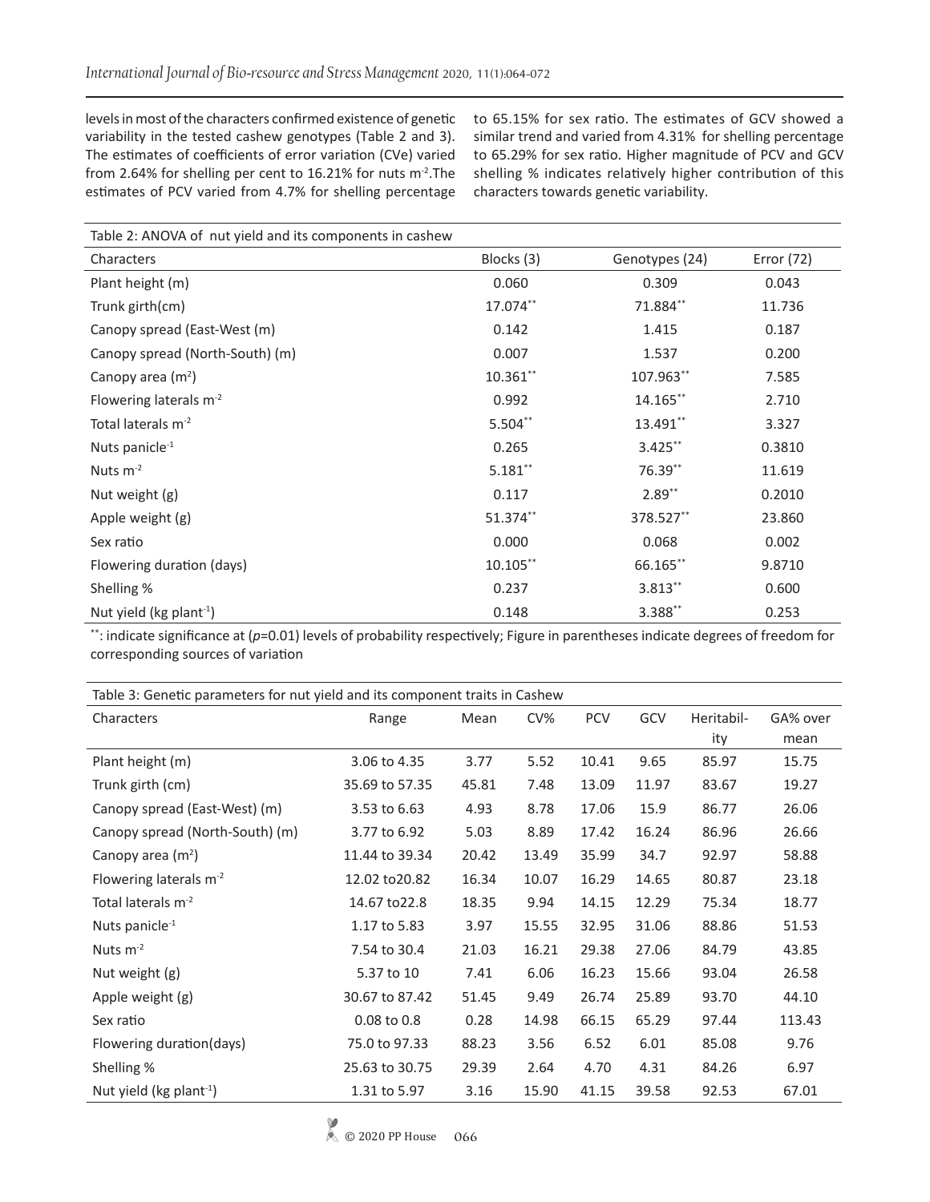levels in most of the characters confirmed existence of genetic variability in the tested cashew genotypes (Table 2 and 3). The estimates of coefficients of error variation (CVe) varied from 2.64% for shelling per cent to 16.21% for nuts $m^{-2}$.The estimates of PCV varied from 4.7% for shelling percentage to 65.15% for sex ratio. The estimates of GCV showed a similar trend and varied from 4.31% for shelling percentage to 65.29% for sex ratio. Higher magnitude of PCV and GCV shelling % indicates relatively higher contribution of this characters towards genetic variability.

Table 2: ANOVA of nut yield and its components in cashew

| Characters | Blocks (3) | Genotypes (24) | Error (72) |
|---|---|---|---|
| Plant height (m) | 0.060 | 0.309 | 0.043 |
| Trunk girth(cm) | 17.074** | 71.884** | 11.736 |
| Canopy spread (East-West (m) | 0.142 | 1.415 | 0.187 |
| Canopy spread (North-South) (m) | 0.007 | 1.537 | 0.200 |
| Canopy area ($m^2$) | 10.361** | 107.963** | 7.585 |
| Flowering laterals $m^{-2}$ | 0.992 | 14.165** | 2.710 |
| Total laterals $m^{-2}$ | 5.504** | 13.491** | 3.327 |
| Nuts panicle$^{-1}$ | 0.265 | 3.425** | 0.3810 |
| Nuts $m^{-2}$ | 5.181** | 76.39** | 11.619 |
| Nut weight (g) | 0.117 | 2.89** | 0.2010 |
| Apple weight (g) | 51.374** | 378.527** | 23.860 |
| Sex ratio | 0.000 | 0.068 | 0.002 |
| Flowering duration (days) | 10.105** | 66.165** | 9.8710 |
| Shelling % | 0.237 | 3.813** | 0.600 |
| Nut yield (kg plant$^{-1}$) | 0.148 | 3.388** | 0.253 |

**: indicate significance at ($p$=0.01) levels of probability respectively; Figure in parentheses indicate degrees of freedom for corresponding sources of variation

Table 3: Genetic parameters for nut yield and its component traits in Cashew

| Characters | Range | Mean | CV% | PCV | GCV | Heritability | GA% over mean |
|---|---|---|---|---|---|---|---|
| Plant height (m) | 3.06 to 4.35 | 3.77 | 5.52 | 10.41 | 9.65 | 85.97 | 15.75 |
| Trunk girth (cm) | 35.69 to 57.35 | 45.81 | 7.48 | 13.09 | 11.97 | 83.67 | 19.27 |
| Canopy spread (East-West) (m) | 3.53 to 6.63 | 4.93 | 8.78 | 17.06 | 15.9 | 86.77 | 26.06 |
| Canopy spread (North-South) (m) | 3.77 to 6.92 | 5.03 | 8.89 | 17.42 | 16.24 | 86.96 | 26.66 |
| Canopy area ($m^2$) | 11.44 to 39.34 | 20.42 | 13.49 | 35.99 | 34.7 | 92.97 | 58.88 |
| Flowering laterals $m^{-2}$ | 12.02 to20.82 | 16.34 | 10.07 | 16.29 | 14.65 | 80.87 | 23.18 |
| Total laterals $m^{-2}$ | 14.67 to22.8 | 18.35 | 9.94 | 14.15 | 12.29 | 75.34 | 18.77 |
| Nuts panicle$^{-1}$ | 1.17 to 5.83 | 3.97 | 15.55 | 32.95 | 31.06 | 88.86 | 51.53 |
| Nuts $m^{-2}$ | 7.54 to 30.4 | 21.03 | 16.21 | 29.38 | 27.06 | 84.79 | 43.85 |
| Nut weight (g) | 5.37 to 10 | 7.41 | 6.06 | 16.23 | 15.66 | 93.04 | 26.58 |
| Apple weight (g) | 30.67 to 87.42 | 51.45 | 9.49 | 26.74 | 25.89 | 93.70 | 44.10 |
| Sex ratio | 0.08 to 0.8 | 0.28 | 14.98 | 66.15 | 65.29 | 97.44 | 113.43 |
| Flowering duration(days) | 75.0 to 97.33 | 88.23 | 3.56 | 6.52 | 6.01 | 85.08 | 9.76 |
| Shelling % | 25.63 to 30.75 | 29.39 | 2.64 | 4.70 | 4.31 | 84.26 | 6.97 |
| Nut yield (kg plant$^{-1}$) | 1.31 to 5.97 | 3.16 | 15.90 | 41.15 | 39.58 | 92.53 | 67.01 |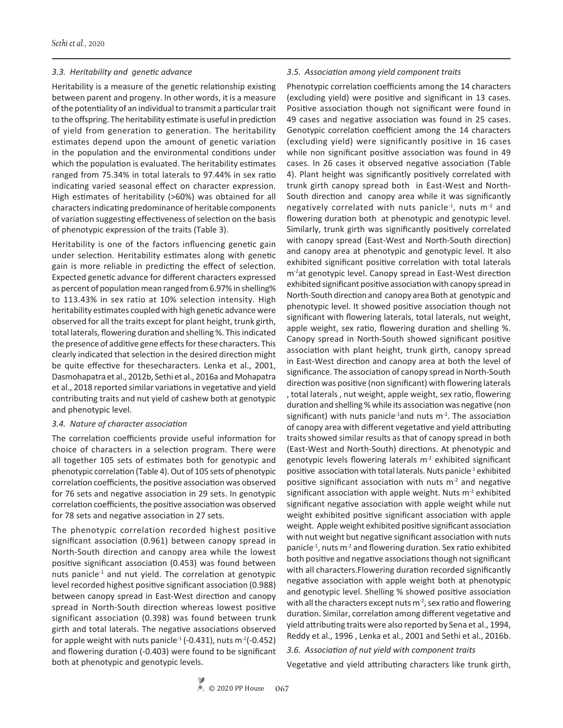### 3.3. Heritability and genetic advance

Heritability is a measure of the genetic relationship existing between parent and progeny. In other words, it is a measure of the potentiality of an individual to transmit a particular trait to the offspring. The heritability estimate is useful in prediction of yield from generation to generation. The heritability estimates depend upon the amount of genetic variation in the population and the environmental conditions under which the population is evaluated. The heritability estimates ranged from 75.34% in total laterals to 97.44% in sex ratio indicating varied seasonal effect on character expression. High estimates of heritability (>60%) was obtained for all characters indicating predominance of heritable components of variation suggesting effectiveness of selection on the basis of phenotypic expression of the traits (Table 3).

Heritability is one of the factors influencing genetic gain under selection. Heritability estimates along with genetic gain is more reliable in predicting the effect of selection. Expected genetic advance for different characters expressed as percent of population mean ranged from 6.97% in shelling% to 113.43% in sex ratio at 10% selection intensity. High heritability estimates coupled with high genetic advance were observed for all the traits except for plant height, trunk girth, total laterals, flowering duration and shelling %. This indicated the presence of additive gene effects for these characters. This clearly indicated that selection in the desired direction might be quite effective for thesecharacters. Lenka et al., 2001, Dasmohapatra et al., 2012b, Sethi et al., 2016a and Mohapatra et al., 2018 reported similar variations in vegetative and yield contributing traits and nut yield of cashew both at genotypic and phenotypic level.

### 3.4. Nature of character association

The correlation coefficients provide useful information for choice of characters in a selection program. There were all together 105 sets of estimates both for genotypic and phenotypic correlation (Table 4). Out of 105 sets of phenotypic correlation coefficients, the positive association was observed for 76 sets and negative association in 29 sets. In genotypic correlation coefficients, the positive association was observed for 78 sets and negative association in 27 sets.

The phenotypic correlation recorded highest positive significant association (0.961) between canopy spread in North-South direction and canopy area while the lowest positive significant association (0.453) was found between nuts panicle$^{-1}$ and nut yield. The correlation at genotypic level recorded highest positive significant association (0.988) between canopy spread in East-West direction and canopy spread in North-South direction whereas lowest positive significant association (0.398) was found between trunk girth and total laterals. The negative associations observed for apple weight with nuts panicle$^{-1}$ (-0.431), nuts m$^{-2}$(-0.452) and flowering duration (-0.403) were found to be significant both at phenotypic and genotypic levels.

### 3.5. Association among yield component traits

Phenotypic correlation coefficients among the 14 characters (excluding yield) were positive and significant in 13 cases. Positive association though not significant were found in 49 cases and negative association was found in 25 cases. Genotypic correlation coefficient among the 14 characters (excluding yield) were significantly positive in 16 cases while non significant positive association was found in 49 cases. In 26 cases it observed negative association (Table 4). Plant height was significantly positively correlated with trunk girth canopy spread both in East-West and North-South direction and canopy area while it was significantly negatively correlated with nuts panicle$^{-1}$, nuts m$^{-2}$ and flowering duration both at phenotypic and genotypic level. Similarly, trunk girth was significantly positively correlated with canopy spread (East-West and North-South direction) and canopy area at phenotypic and genotypic level. It also exhibited significant positive correlation with total laterals m$^{-2}$at genotypic level. Canopy spread in East-West direction exhibited significant positive association with canopy spread in North-South direction and canopy area Both at genotypic and phenotypic level. It showed positive association though not significant with flowering laterals, total laterals, nut weight, apple weight, sex ratio, flowering duration and shelling %. Canopy spread in North-South showed significant positive association with plant height, trunk girth, canopy spread in East-West direction and canopy area at both the level of significance. The association of canopy spread in North-South direction was positive (non significant) with flowering laterals , total laterals , nut weight, apple weight, sex ratio, flowering duration and shelling % while its association was negative (non significant) with nuts panicle$^{-1}$and nuts m$^{-2}$. The association of canopy area with different vegetative and yield attributing traits showed similar results as that of canopy spread in both (East-West and North-South) directions. At phenotypic and genotypic levels flowering laterals m$^{-2}$ exhibited significant positive association with total laterals. Nuts panicle$^{-1}$ exhibited positive significant association with nuts m$^{-2}$ and negative significant association with apple weight. Nuts m$^{-2}$ exhibited significant negative association with apple weight while nut weight exhibited positive significant association with apple weight. Apple weight exhibited positive significant association with nut weight but negative significant association with nuts panicle$^{-1}$, nuts m$^{-2}$ and flowering duration. Sex ratio exhibited both positive and negative associations though not significant with all characters.Flowering duration recorded significantly negative association with apple weight both at phenotypic and genotypic level. Shelling % showed positive association with all the characters except nuts m$^{-2}$, sex ratio and flowering duration. Similar, correlation among different vegetative and yield attributing traits were also reported by Sena et al., 1994, Reddy et al., 1996 , Lenka et al., 2001 and Sethi et al., 2016b.

### 3.6. Association of nut yield with component traits

Vegetative and yield attributing characters like trunk girth,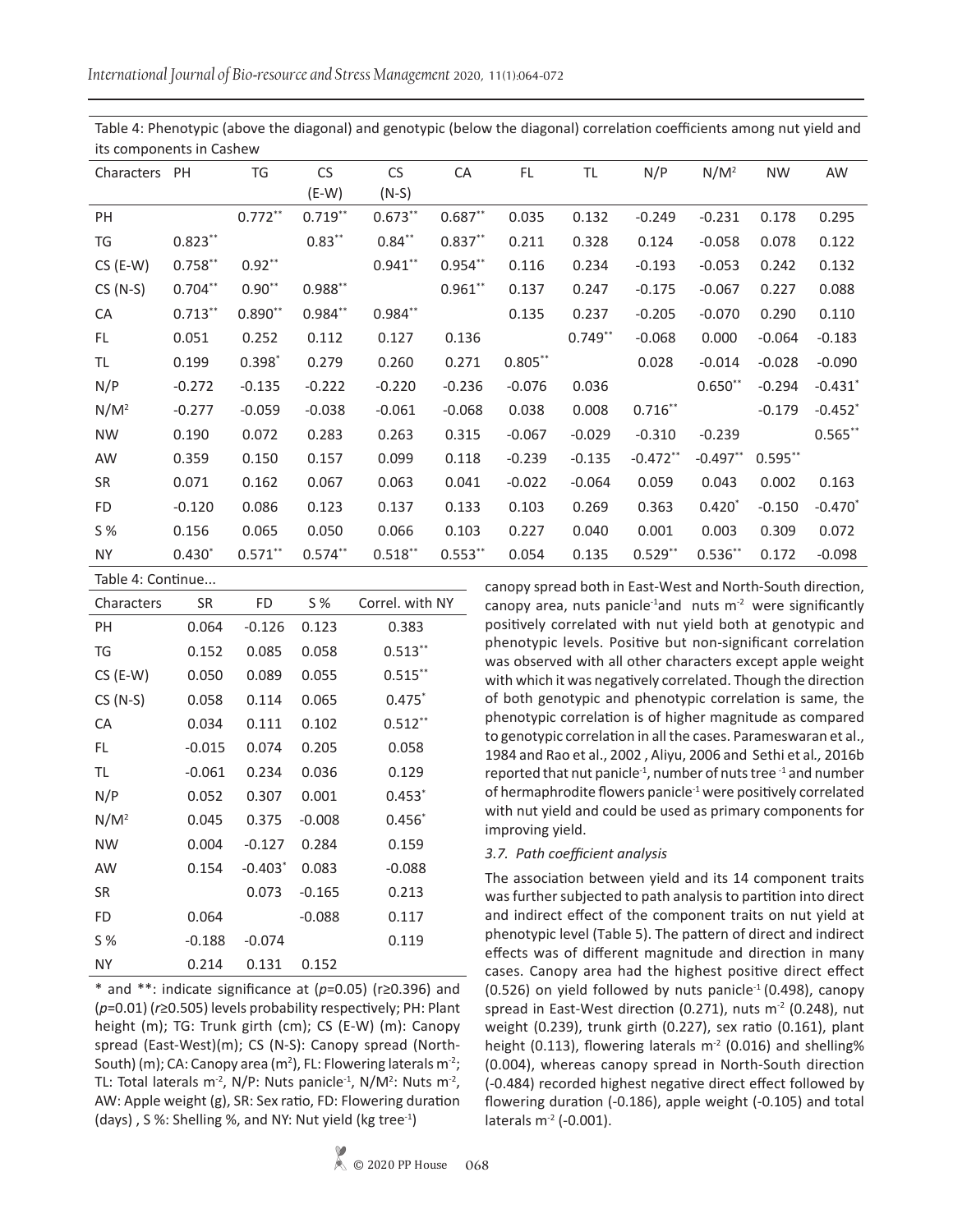Table 4: Phenotypic (above the diagonal) and genotypic (below the diagonal) correlation coefficients among nut yield and its components in Cashew

| Characters | PH | TG | CS (E-W) | CS (N-S) | CA | FL | TL | N/P | N/M² | NW | AW |
|---|---|---|---|---|---|---|---|---|---|---|---|
| PH | | 0.772** | 0.719** | 0.673** | 0.687** | 0.035 | 0.132 | -0.249 | -0.231 | 0.178 | 0.295 |
| TG | 0.823** | | 0.83** | 0.84** | 0.837** | 0.211 | 0.328 | 0.124 | -0.058 | 0.078 | 0.122 |
| CS (E-W) | 0.758** | 0.92** | | 0.941** | 0.954** | 0.116 | 0.234 | -0.193 | -0.053 | 0.242 | 0.132 |
| CS (N-S) | 0.704** | 0.90** | 0.988** | | 0.961** | 0.137 | 0.247 | -0.175 | -0.067 | 0.227 | 0.088 |
| CA | 0.713** | 0.890** | 0.984** | 0.984** | | 0.135 | 0.237 | -0.205 | -0.070 | 0.290 | 0.110 |
| FL | 0.051 | 0.252 | 0.112 | 0.127 | 0.136 | | 0.749** | -0.068 | 0.000 | -0.064 | -0.183 |
| TL | 0.199 | 0.398* | 0.279 | 0.260 | 0.271 | 0.805** | | 0.028 | -0.014 | -0.028 | -0.090 |
| N/P | -0.272 | -0.135 | -0.222 | -0.220 | -0.236 | -0.076 | 0.036 | | 0.650** | -0.294 | -0.431* |
| N/M² | -0.277 | -0.059 | -0.038 | -0.061 | -0.068 | 0.038 | 0.008 | 0.716** | | -0.179 | -0.452* |
| NW | 0.190 | 0.072 | 0.283 | 0.263 | 0.315 | -0.067 | -0.029 | -0.310 | -0.239 | | 0.565** |
| AW | 0.359 | 0.150 | 0.157 | 0.099 | 0.118 | -0.239 | -0.135 | -0.472** | -0.497** | 0.595** | |
| SR | 0.071 | 0.162 | 0.067 | 0.063 | 0.041 | -0.022 | -0.064 | 0.059 | 0.043 | 0.002 | 0.163 |
| FD | -0.120 | 0.086 | 0.123 | 0.137 | 0.133 | 0.103 | 0.269 | 0.363 | 0.420* | -0.150 | -0.470* |
| S % | 0.156 | 0.065 | 0.050 | 0.066 | 0.103 | 0.227 | 0.040 | 0.001 | 0.003 | 0.309 | 0.072 |
| NY | 0.430* | 0.571** | 0.574** | 0.518** | 0.553** | 0.054 | 0.135 | 0.529** | 0.536** | 0.172 | -0.098 |

Table 4: Continue...

| Characters | SR | FD | S % | Correl. with NY |
|---|---|---|---|---|
| PH | 0.064 | -0.126 | 0.123 | 0.383 |
| TG | 0.152 | 0.085 | 0.058 | 0.513** |
| CS (E-W) | 0.050 | 0.089 | 0.055 | 0.515** |
| CS (N-S) | 0.058 | 0.114 | 0.065 | 0.475* |
| CA | 0.034 | 0.111 | 0.102 | 0.512** |
| FL | -0.015 | 0.074 | 0.205 | 0.058 |
| TL | -0.061 | 0.234 | 0.036 | 0.129 |
| N/P | 0.052 | 0.307 | 0.001 | 0.453* |
| N/M² | 0.045 | 0.375 | -0.008 | 0.456* |
| NW | 0.004 | -0.127 | 0.284 | 0.159 |
| AW | 0.154 | -0.403* | 0.083 | -0.088 |
| SR | | 0.073 | -0.165 | 0.213 |
| FD | 0.064 | | -0.088 | 0.117 |
| S % | -0.188 | -0.074 | | 0.119 |
| NY | 0.214 | 0.131 | 0.152 | |

* and **: indicate significance at ($p$=0.05) ($r$≥0.396) and ($p$=0.01) ($r$≥0.505) levels probability respectively; PH: Plant height (m); TG: Trunk girth (cm); CS (E-W) (m): Canopy spread (East-West)(m); CS (N-S): Canopy spread (North-South) (m); CA: Canopy area ($m^2$), FL: Flowering laterals $m^{-2}$; TL: Total laterals $m^{-2}$, N/P: Nuts panicle$^{-1}$, N/M²: Nuts $m^{-2}$, AW: Apple weight (g), SR: Sex ratio, FD: Flowering duration (days) , S %: Shelling %, and NY: Nut yield (kg tree$^{-1}$)

canopy spread both in East-West and North-South direction, canopy area, nuts panicle$^{-1}$and nuts $m^{-2}$ were significantly positively correlated with nut yield both at genotypic and phenotypic levels. Positive but non-significant correlation was observed with all other characters except apple weight with which it was negatively correlated. Though the direction of both genotypic and phenotypic correlation is same, the phenotypic correlation is of higher magnitude as compared to genotypic correlation in all the cases. Parameswaran et al., 1984 and Rao et al., 2002 , Aliyu, 2006 and Sethi et al*.,* 2016b reported that nut panicle$^{-1}$, number of nuts tree$^{-1}$ and number of hermaphrodite flowers panicle$^{-1}$ were positively correlated with nut yield and could be used as primary components for improving yield.

### *3.7. Path coefficient analysis*

The association between yield and its 14 component traits was further subjected to path analysis to partition into direct and indirect effect of the component traits on nut yield at phenotypic level (Table 5). The pattern of direct and indirect effects was of different magnitude and direction in many cases. Canopy area had the highest positive direct effect (0.526) on yield followed by nuts panicle$^{-1}$ (0.498), canopy spread in East-West direction (0.271), nuts $m^{-2}$ (0.248), nut weight (0.239), trunk girth (0.227), sex ratio (0.161), plant height (0.113), flowering laterals $m^{-2}$ (0.016) and shelling% (0.004), whereas canopy spread in North-South direction (-0.484) recorded highest negative direct effect followed by flowering duration (-0.186), apple weight (-0.105) and total laterals $m^{-2}$ (-0.001).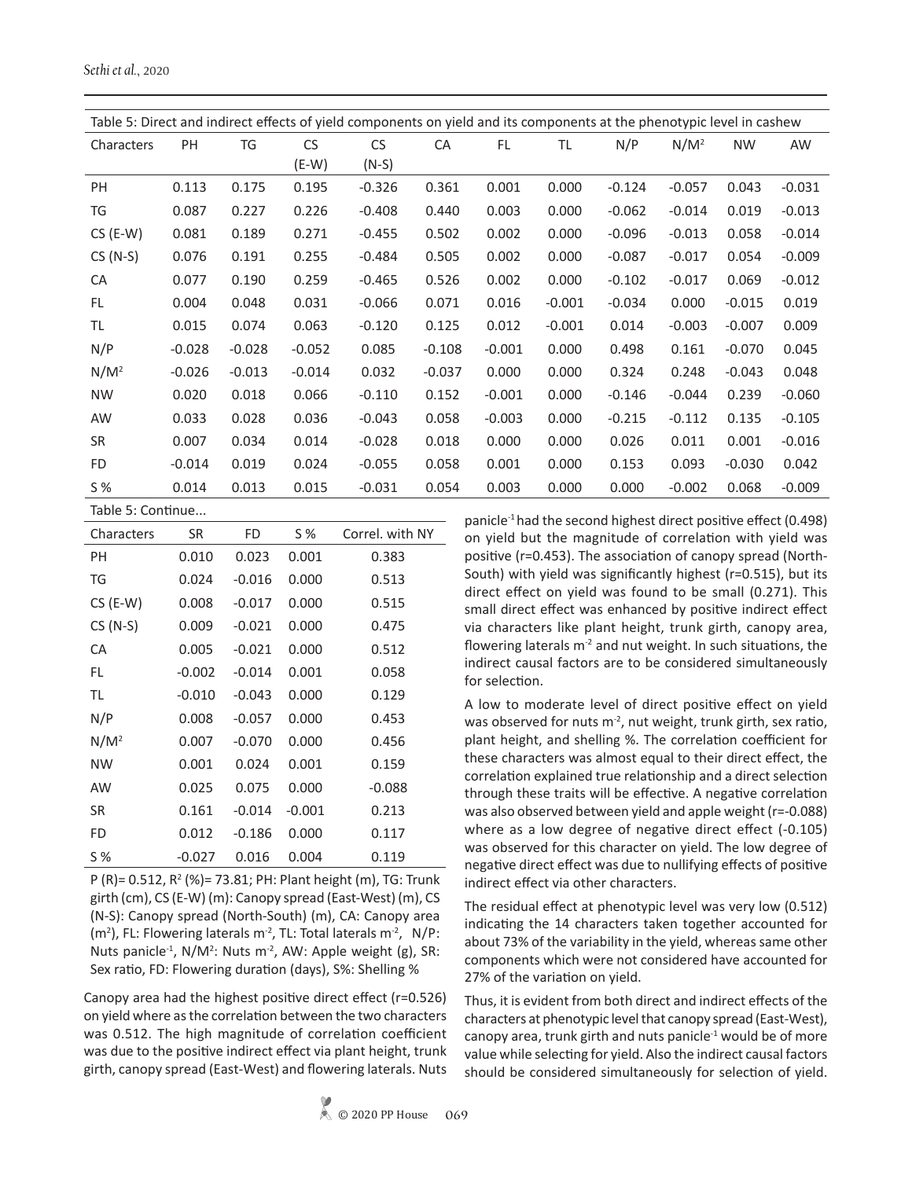Table 5: Direct and indirect effects of yield components on yield and its components at the phenotypic level in cashew

| Characters | PH | TG | CS (E-W) | CS (N-S) | CA | FL | TL | N/P | N/M$^2$ | NW | AW |
|---|---|---|---|---|---|---|---|---|---|---|---|
| PH | 0.113 | 0.175 | 0.195 | -0.326 | 0.361 | 0.001 | 0.000 | -0.124 | -0.057 | 0.043 | -0.031 |
| TG | 0.087 | 0.227 | 0.226 | -0.408 | 0.440 | 0.003 | 0.000 | -0.062 | -0.014 | 0.019 | -0.013 |
| CS (E-W) | 0.081 | 0.189 | 0.271 | -0.455 | 0.502 | 0.002 | 0.000 | -0.096 | -0.013 | 0.058 | -0.014 |
| CS (N-S) | 0.076 | 0.191 | 0.255 | -0.484 | 0.505 | 0.002 | 0.000 | -0.087 | -0.017 | 0.054 | -0.009 |
| CA | 0.077 | 0.190 | 0.259 | -0.465 | 0.526 | 0.002 | 0.000 | -0.102 | -0.017 | 0.069 | -0.012 |
| FL | 0.004 | 0.048 | 0.031 | -0.066 | 0.071 | 0.016 | -0.001 | -0.034 | 0.000 | -0.015 | 0.019 |
| TL | 0.015 | 0.074 | 0.063 | -0.120 | 0.125 | 0.012 | -0.001 | 0.014 | -0.003 | -0.007 | 0.009 |
| N/P | -0.028 | -0.028 | -0.052 | 0.085 | -0.108 | -0.001 | 0.000 | 0.498 | 0.161 | -0.070 | 0.045 |
| N/M$^2$ | -0.026 | -0.013 | -0.014 | 0.032 | -0.037 | 0.000 | 0.000 | 0.324 | 0.248 | -0.043 | 0.048 |
| NW | 0.020 | 0.018 | 0.066 | -0.110 | 0.152 | -0.001 | 0.000 | -0.146 | -0.044 | 0.239 | -0.060 |
| AW | 0.033 | 0.028 | 0.036 | -0.043 | 0.058 | -0.003 | 0.000 | -0.215 | -0.112 | 0.135 | -0.105 |
| SR | 0.007 | 0.034 | 0.014 | -0.028 | 0.018 | 0.000 | 0.000 | 0.026 | 0.011 | 0.001 | -0.016 |
| FD | -0.014 | 0.019 | 0.024 | -0.055 | 0.058 | 0.001 | 0.000 | 0.153 | 0.093 | -0.030 | 0.042 |
| S % | 0.014 | 0.013 | 0.015 | -0.031 | 0.054 | 0.003 | 0.000 | 0.000 | -0.002 | 0.068 | -0.009 |

Table 5: Continue...

| Characters | SR | FD | S % | Correl. with NY |
|---|---|---|---|---|
| PH | 0.010 | 0.023 | 0.001 | 0.383 |
| TG | 0.024 | -0.016 | 0.000 | 0.513 |
| CS (E-W) | 0.008 | -0.017 | 0.000 | 0.515 |
| CS (N-S) | 0.009 | -0.021 | 0.000 | 0.475 |
| CA | 0.005 | -0.021 | 0.000 | 0.512 |
| FL | -0.002 | -0.014 | 0.001 | 0.058 |
| TL | -0.010 | -0.043 | 0.000 | 0.129 |
| N/P | 0.008 | -0.057 | 0.000 | 0.453 |
| N/M$^2$ | 0.007 | -0.070 | 0.000 | 0.456 |
| NW | 0.001 | 0.024 | 0.001 | 0.159 |
| AW | 0.025 | 0.075 | 0.000 | -0.088 |
| SR | 0.161 | -0.014 | -0.001 | 0.213 |
| FD | 0.012 | -0.186 | 0.000 | 0.117 |
| S % | -0.027 | 0.016 | 0.004 | 0.119 |

P (R)= 0.512, $R^2$ (%)= 73.81; PH: Plant height (m), TG: Trunk girth (cm), CS (E-W) (m): Canopy spread (East-West) (m), CS (N-S): Canopy spread (North-South) (m), CA: Canopy area (m$^2$), FL: Flowering laterals m$^{-2}$, TL: Total laterals m$^{-2}$, N/P: Nuts panicle$^{-1}$, N/M$^2$: Nuts m$^{-2}$, AW: Apple weight (g), SR: Sex ratio, FD: Flowering duration (days), S%: Shelling %

Canopy area had the highest positive direct effect (r=0.526) on yield where as the correlation between the two characters was 0.512. The high magnitude of correlation coefficient was due to the positive indirect effect via plant height, trunk girth, canopy spread (East-West) and flowering laterals. Nuts panicle$^{-1}$ had the second highest direct positive effect (0.498) on yield but the magnitude of correlation with yield was positive (r=0.453). The association of canopy spread (North-South) with yield was significantly highest (r=0.515), but its direct effect on yield was found to be small (0.271). This small direct effect was enhanced by positive indirect effect via characters like plant height, trunk girth, canopy area, flowering laterals m$^{-2}$ and nut weight. In such situations, the indirect causal factors are to be considered simultaneously for selection.

A low to moderate level of direct positive effect on yield was observed for nuts m$^{-2}$, nut weight, trunk girth, sex ratio, plant height, and shelling %. The correlation coefficient for these characters was almost equal to their direct effect, the correlation explained true relationship and a direct selection through these traits will be effective. A negative correlation was also observed between yield and apple weight (r=-0.088) where as a low degree of negative direct effect (-0.105) was observed for this character on yield. The low degree of negative direct effect was due to nullifying effects of positive indirect effect via other characters.

The residual effect at phenotypic level was very low (0.512) indicating the 14 characters taken together accounted for about 73% of the variability in the yield, whereas same other components which were not considered have accounted for 27% of the variation on yield.

Thus, it is evident from both direct and indirect effects of the characters at phenotypic level that canopy spread (East-West), canopy area, trunk girth and nuts panicle$^{-1}$ would be of more value while selecting for yield. Also the indirect causal factors should be considered simultaneously for selection of yield.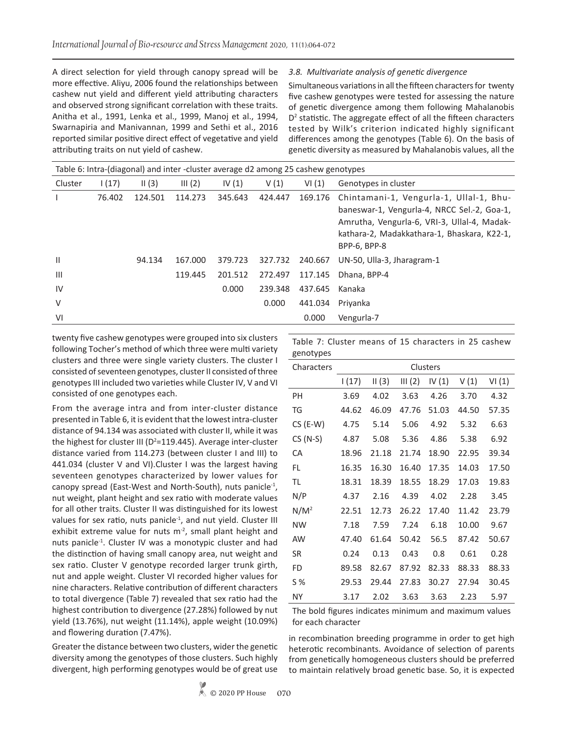A direct selection for yield through canopy spread will be more effective. Aliyu, 2006 found the relationships between cashew nut yield and different yield attributing characters and observed strong significant correlation with these traits. Anitha et al., 1991, Lenka et al., 1999, Manoj et al., 1994, Swarnapiria and Manivannan, 1999 and Sethi et al., 2016 reported similar positive direct effect of vegetative and yield attributing traits on nut yield of cashew.

### *3.8. Multivariate analysis of genetic divergence*

Simultaneous variations in all the fifteen characters for twenty five cashew genotypes were tested for assessing the nature of genetic divergence among them following Mahalanobis $D^2$ statistic. The aggregate effect of all the fifteen characters tested by Wilk's criterion indicated highly significant differences among the genotypes (Table 6). On the basis of genetic diversity as measured by Mahalanobis values, all the twenty five cashew genotypes were grouped into six clusters following Tocher's method of which three were multi variety clusters and three were single variety clusters. The cluster I consisted of seventeen genotypes, cluster II consisted of three genotypes III included two varieties while Cluster IV, V and VI consisted of one genotypes each.

Table 6: Intra-(diagonal) and inter -cluster average d2 among 25 cashew genotypes

| Cluster | I (17) | II (3) | III (2) | IV (1) | V (1) | VI (1) | Genotypes in cluster |
|---|---|---|---|---|---|---|---|
| I | 76.402 | 124.501 | 114.273 | 345.643 | 424.447 | 169.176 | Chintamani-1, Vengurla-1, Ullal-1, Bhubaneswar-1, Vengurla-4, NRCC Sel.-2, Goa-1, Amrutha, Vengurla-6, VRI-3, Ullal-4, Madakkathara-2, Madakkathara-1, Bhaskara, K22-1, BPP-6, BPP-8 |
| II | | 94.134 | 167.000 | 379.723 | 327.732 | 240.667 | UN-50, Ulla-3, Jharagram-1 |
| III | | | 119.445 | 201.512 | 272.497 | 117.145 | Dhana, BPP-4 |
| IV | | | | 0.000 | 239.348 | 437.645 | Kanaka |
| V | | | | | 0.000 | 441.034 | Priyanka |
| VI | | | | | | 0.000 | Vengurla-7 |

From the average intra and from inter-cluster distance presented in Table 6, it is evident that the lowest intra-cluster distance of 94.134 was associated with cluster II, while it was the highest for cluster III ($D^2$=119.445). Average inter-cluster distance varied from 114.273 (between cluster I and III) to 441.034 (cluster V and VI).Cluster I was the largest having seventeen genotypes characterized by lower values for canopy spread (East-West and North-South), nuts panicle$^{-1}$, nut weight, plant height and sex ratio with moderate values for all other traits. Cluster II was distinguished for its lowest values for sex ratio, nuts panicle$^{-1}$, and nut yield. Cluster III exhibit extreme value for nuts m$^{-2}$, small plant height and nuts panicle$^{-1}$. Cluster IV was a monotypic cluster and had the distinction of having small canopy area, nut weight and sex ratio. Cluster V genotype recorded larger trunk girth, nut and apple weight. Cluster VI recorded higher values for nine characters. Relative contribution of different characters to total divergence (Table 7) revealed that sex ratio had the highest contribution to divergence (27.28%) followed by nut yield (13.76%), nut weight (11.14%), apple weight (10.09%) and flowering duration (7.47%).

Greater the distance between two clusters, wider the genetic diversity among the genotypes of those clusters. Such highly divergent, high performing genotypes would be of great use in recombination breeding programme in order to get high heterotic recombinants. Avoidance of selection of parents from genetically homogeneous clusters should be preferred to maintain relatively broad genetic base. So, it is expected

Table 7: Cluster means of 15 characters in 25 cashew genotypes

| Characters | Clusters | | | | | |
|---|---|---|---|---|---|---|
| | I (17) | II (3) | III (2) | IV (1) | V (1) | VI (1) |
| PH | 3.69 | 4.02 | 3.63 | 4.26 | 3.70 | 4.32 |
| TG | 44.62 | 46.09 | 47.76 | 51.03 | 44.50 | 57.35 |
| CS (E-W) | 4.75 | 5.14 | 5.06 | 4.92 | 5.32 | 6.63 |
| CS (N-S) | 4.87 | 5.08 | 5.36 | 4.86 | 5.38 | 6.92 |
| CA | 18.96 | 21.18 | 21.74 | 18.90 | 22.95 | 39.34 |
| FL | 16.35 | 16.30 | 16.40 | 17.35 | 14.03 | 17.50 |
| TL | 18.31 | 18.39 | 18.55 | 18.29 | 17.03 | 19.83 |
| N/P | 4.37 | 2.16 | 4.39 | 4.02 | 2.28 | 3.45 |
| N/M$^2$ | 22.51 | 12.73 | 26.22 | 17.40 | 11.42 | 23.79 |
| NW | 7.18 | 7.59 | 7.24 | 6.18 | 10.00 | 9.67 |
| AW | 47.40 | 61.64 | 50.42 | 56.5 | 87.42 | 50.67 |
| SR | 0.24 | 0.13 | 0.43 | 0.8 | 0.61 | 0.28 |
| FD | 89.58 | 82.67 | 87.92 | 82.33 | 88.33 | 88.33 |
| S % | 29.53 | 29.44 | 27.83 | 30.27 | 27.94 | 30.45 |
| NY | 3.17 | 2.02 | 3.63 | 3.63 | 2.23 | 5.97 |

The bold figures indicates minimum and maximum values for each character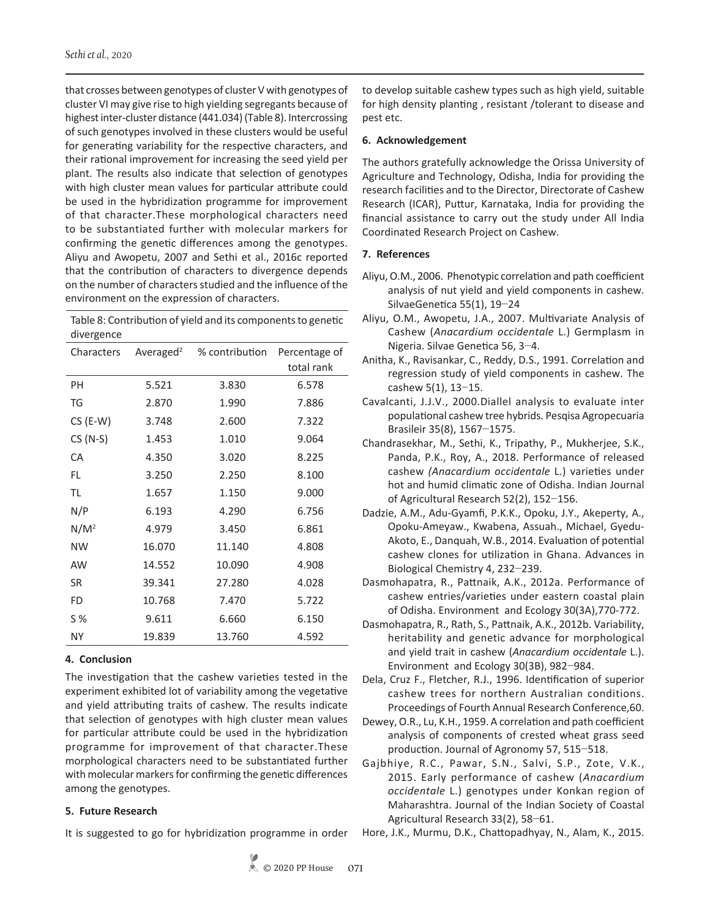that crosses between genotypes of cluster V with genotypes of cluster VI may give rise to high yielding segregants because of highest inter-cluster distance (441.034) (Table 8). Intercrossing of such genotypes involved in these clusters would be useful for generating variability for the respective characters, and their rational improvement for increasing the seed yield per plant. The results also indicate that selection of genotypes with high cluster mean values for particular attribute could be used in the hybridization programme for improvement of that character.These morphological characters need to be substantiated further with molecular markers for confirming the genetic differences among the genotypes. Aliyu and Awopetu, 2007 and Sethi et al., 2016c reported that the contribution of characters to divergence depends on the number of characters studied and the influence of the environment on the expression of characters.

Table 8: Contribution of yield and its components to genetic divergence

| Characters | Averaged$^2$ | % contribution | Percentage of total rank |
|---|---|---|---|
| PH | 5.521 | 3.830 | 6.578 |
| TG | 2.870 | 1.990 | 7.886 |
| CS (E-W) | 3.748 | 2.600 | 7.322 |
| CS (N-S) | 1.453 | 1.010 | 9.064 |
| CA | 4.350 | 3.020 | 8.225 |
| FL | 3.250 | 2.250 | 8.100 |
| TL | 1.657 | 1.150 | 9.000 |
| N/P | 6.193 | 4.290 | 6.756 |
| N/M$^2$ | 4.979 | 3.450 | 6.861 |
| NW | 16.070 | 11.140 | 4.808 |
| AW | 14.552 | 10.090 | 4.908 |
| SR | 39.341 | 27.280 | 4.028 |
| FD | 10.768 | 7.470 | 5.722 |
| S % | 9.611 | 6.660 | 6.150 |
| NY | 19.839 | 13.760 | 4.592 |

## 4. Conclusion

The investigation that the cashew varieties tested in the experiment exhibited lot of variability among the vegetative and yield attributing traits of cashew. The results indicate that selection of genotypes with high cluster mean values for particular attribute could be used in the hybridization programme for improvement of that character.These morphological characters need to be substantiated further with molecular markers for confirming the genetic differences among the genotypes.

## 5. Future Research

It is suggested to go for hybridization programme in order to develop suitable cashew types such as high yield, suitable for high density planting , resistant /tolerant to disease and pest etc.

## 6. Acknowledgement

The authors gratefully acknowledge the Orissa University of Agriculture and Technology, Odisha, India for providing the research facilities and to the Director, Directorate of Cashew Research (ICAR), Puttur, Karnataka, India for providing the financial assistance to carry out the study under All India Coordinated Research Project on Cashew.

## 7. References

Aliyu, O.M., 2006. Phenotypic correlation and path coefficient analysis of nut yield and yield components in cashew. SilvaeGenetica 55(1), 19–24

Aliyu, O.M., Awopetu, J.A., 2007. Multivariate Analysis of Cashew (*Anacardium occidentale* L.) Germplasm in Nigeria. Silvae Genetica 56, 3–4.

Anitha, K., Ravisankar, C., Reddy, D.S., 1991. Correlation and regression study of yield components in cashew. The cashew 5(1), 13–15.

Cavalcanti, J.J.V., 2000.Diallel analysis to evaluate inter populational cashew tree hybrids. Pesqisa Agropecuaria Brasileir 35(8), 1567–1575.

Chandrasekhar, M., Sethi, K., Tripathy, P., Mukherjee, S.K., Panda, P.K., Roy, A., 2018. Performance of released cashew *(Anacardium occidentale* L.) varieties under hot and humid climatic zone of Odisha. Indian Journal of Agricultural Research 52(2), 152–156.

Dadzie, A.M., Adu-Gyamfi, P.K.K., Opoku, J.Y., Akeperty, A., Opoku-Ameyaw., Kwabena, Assuah., Michael, Gyedu-Akoto, E., Danquah, W.B., 2014. Evaluation of potential cashew clones for utilization in Ghana. Advances in Biological Chemistry 4, 232–239.

Dasmohapatra, R., Pattnaik, A.K., 2012a. Performance of cashew entries/varieties under eastern coastal plain of Odisha. Environment and Ecology 30(3A),770-772.

Dasmohapatra, R., Rath, S., Pattnaik, A.K., 2012b. Variability, heritability and genetic advance for morphological and yield trait in cashew (*Anacardium occidentale* L.). Environment and Ecology 30(3B), 982–984.

Dela, Cruz F., Fletcher, R.J., 1996. Identification of superior cashew trees for northern Australian conditions. Proceedings of Fourth Annual Research Conference,60.

Dewey, O.R., Lu, K.H., 1959. A correlation and path coefficient analysis of components of crested wheat grass seed production. Journal of Agronomy 57, 515–518.

Gajbhiye, R.C., Pawar, S.N., Salvi, S.P., Zote, V.K., 2015. Early performance of cashew (*Anacardium occidentale* L.) genotypes under Konkan region of Maharashtra. Journal of the Indian Society of Coastal Agricultural Research 33(2), 58–61.

Hore, J.K., Murmu, D.K., Chattopadhyay, N., Alam, K., 2015.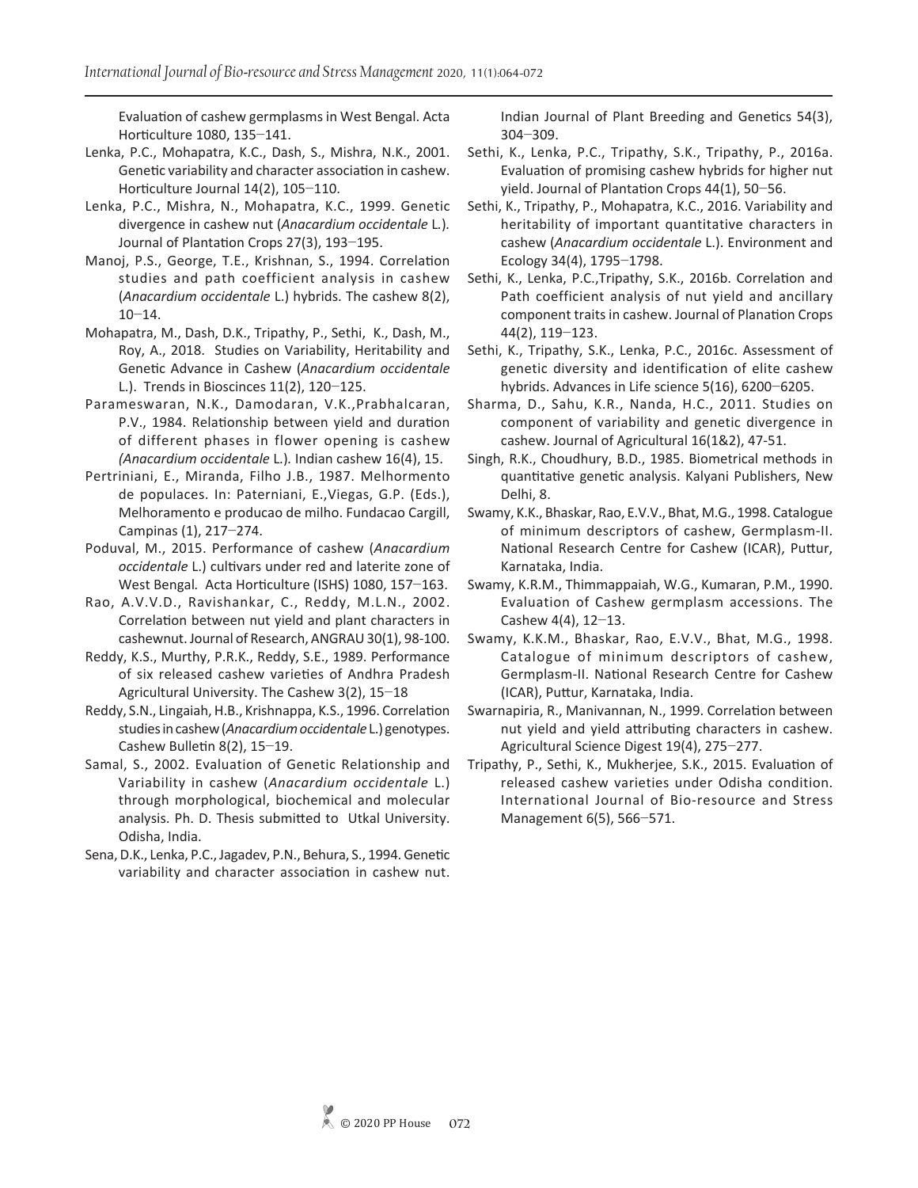Evaluation of cashew germplasms in West Bengal. Acta Horticulture 1080, 135‒141.

Lenka, P.C., Mohapatra, K.C., Dash, S., Mishra, N.K., 2001. Genetic variability and character association in cashew. Horticulture Journal 14(2), 105‒110.

Lenka, P.C., Mishra, N., Mohapatra, K.C., 1999. Genetic divergence in cashew nut (*Anacardium occidentale* L.). Journal of Plantation Crops 27(3), 193‒195.

Manoj, P.S., George, T.E., Krishnan, S., 1994. Correlation studies and path coefficient analysis in cashew (*Anacardium occidentale* L.) hybrids. The cashew 8(2), 10‒14.

Mohapatra, M., Dash, D.K., Tripathy, P., Sethi, K., Dash, M., Roy, A., 2018. Studies on Variability, Heritability and Genetic Advance in Cashew (*Anacardium occidentale* L.). Trends in Bioscinces 11(2), 120‒125.

Parameswaran, N.K., Damodaran, V.K.,Prabhalcaran, P.V., 1984. Relationship between yield and duration of different phases in flower opening is cashew *(Anacardium occidentale* L.). Indian cashew 16(4), 15.

Pertriniani, E., Miranda, Filho J.B., 1987. Melhormento de populaces. In: Paterniani, E.,Viegas, G.P. (Eds.), Melhoramento e producao de milho. Fundacao Cargill, Campinas (1), 217‒274.

Poduval, M., 2015. Performance of cashew (*Anacardium occidentale* L.) cultivars under red and laterite zone of West Bengal. Acta Horticulture (ISHS) 1080, 157‒163.

Rao, A.V.V.D., Ravishankar, C., Reddy, M.L.N., 2002. Correlation between nut yield and plant characters in cashewnut. Journal of Research, ANGRAU 30(1), 98-100.

Reddy, K.S., Murthy, P.R.K., Reddy, S.E., 1989. Performance of six released cashew varieties of Andhra Pradesh Agricultural University. The Cashew 3(2), 15‒18

Reddy, S.N., Lingaiah, H.B., Krishnappa, K.S., 1996. Correlation studies in cashew (*Anacardium occidentale* L.) genotypes. Cashew Bulletin 8(2), 15‒19.

Samal, S., 2002. Evaluation of Genetic Relationship and Variability in cashew (*Anacardium occidentale* L.) through morphological, biochemical and molecular analysis. Ph. D. Thesis submitted to Utkal University. Odisha, India.

Sena, D.K., Lenka, P.C., Jagadev, P.N., Behura, S., 1994. Genetic variability and character association in cashew nut. Indian Journal of Plant Breeding and Genetics 54(3), 304‒309.

Sethi, K., Lenka, P.C., Tripathy, S.K., Tripathy, P., 2016a. Evaluation of promising cashew hybrids for higher nut yield. Journal of Plantation Crops 44(1), 50‒56.

Sethi, K., Tripathy, P., Mohapatra, K.C., 2016. Variability and heritability of important quantitative characters in cashew (*Anacardium occidentale* L.). Environment and Ecology 34(4), 1795‒1798.

Sethi, K., Lenka, P.C.,Tripathy, S.K., 2016b. Correlation and Path coefficient analysis of nut yield and ancillary component traits in cashew. Journal of Planation Crops 44(2), 119‒123.

Sethi, K., Tripathy, S.K., Lenka, P.C., 2016c. Assessment of genetic diversity and identification of elite cashew hybrids. Advances in Life science 5(16), 6200‒6205.

Sharma, D., Sahu, K.R., Nanda, H.C., 2011. Studies on component of variability and genetic divergence in cashew. Journal of Agricultural 16(1&2), 47-51.

Singh, R.K., Choudhury, B.D., 1985. Biometrical methods in quantitative genetic analysis. Kalyani Publishers, New Delhi, 8.

Swamy, K.K., Bhaskar, Rao, E.V.V., Bhat, M.G., 1998. Catalogue of minimum descriptors of cashew, Germplasm-II. National Research Centre for Cashew (ICAR), Puttur, Karnataka, India.

Swamy, K.R.M., Thimmappaiah, W.G., Kumaran, P.M., 1990. Evaluation of Cashew germplasm accessions. The Cashew 4(4), 12‒13.

Swamy, K.K.M., Bhaskar, Rao, E.V.V., Bhat, M.G., 1998. Catalogue of minimum descriptors of cashew, Germplasm-II. National Research Centre for Cashew (ICAR), Puttur, Karnataka, India.

Swarnapiria, R., Manivannan, N., 1999. Correlation between nut yield and yield attributing characters in cashew. Agricultural Science Digest 19(4), 275‒277.

Tripathy, P., Sethi, K., Mukherjee, S.K., 2015. Evaluation of released cashew varieties under Odisha condition. International Journal of Bio-resource and Stress Management 6(5), 566‒571.